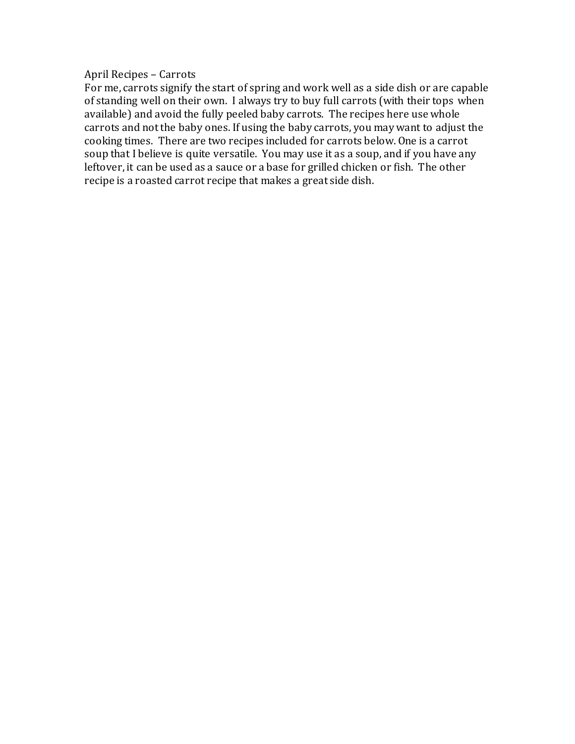# April Recipes – Carrots

For me, carrots signify the start of spring and work well as a side dish or are capable of standing well on their own. I always try to buy full carrots (with their tops when available) and avoid the fully peeled baby carrots. The recipes here use whole carrots and not the baby ones. If using the baby carrots, you may want to adjust the cooking times. There are two recipes included for carrots below. One is a carrot soup that I believe is quite versatile. You may use it as a soup, and if you have any leftover, it can be used as a sauce or a base for grilled chicken or fish. The other recipe is a roasted carrot recipe that makes a great side dish.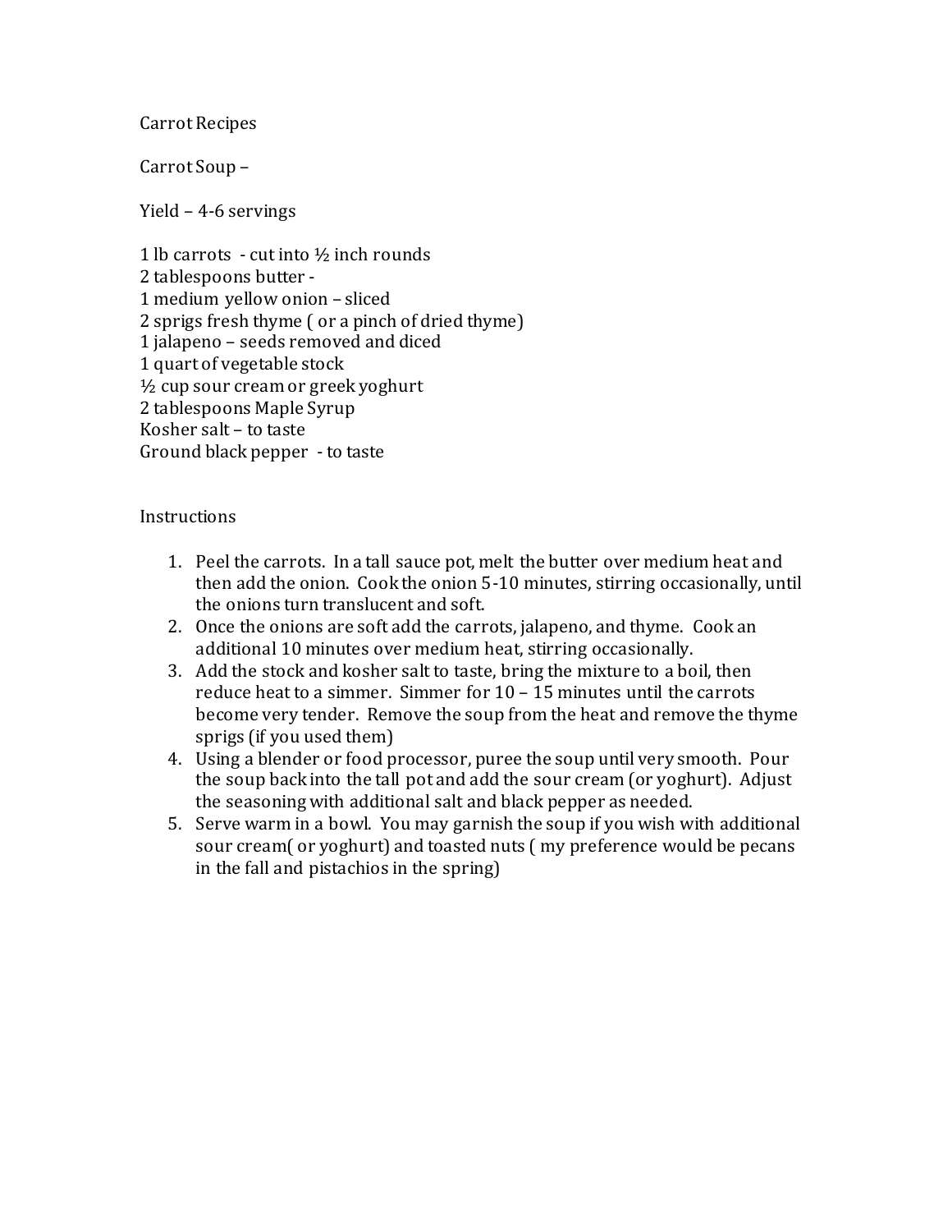# Carrot Recipes

## Carrot Soup –

Yield – 4-6 servings

1 lb carrots - cut into ½ inch rounds
2 tablespoons butter -
1 medium yellow onion – sliced
2 sprigs fresh thyme ( or a pinch of dried thyme)
1 jalapeno – seeds removed and diced
1 quart of vegetable stock
½ cup sour cream or greek yoghurt
2 tablespoons Maple Syrup
Kosher salt – to taste
Ground black pepper - to taste

### Instructions

1. Peel the carrots. In a tall sauce pot, melt the butter over medium heat and then add the onion. Cook the onion 5-10 minutes, stirring occasionally, until the onions turn translucent and soft.
2. Once the onions are soft add the carrots, jalapeno, and thyme. Cook an additional 10 minutes over medium heat, stirring occasionally.
3. Add the stock and kosher salt to taste, bring the mixture to a boil, then reduce heat to a simmer. Simmer for 10 – 15 minutes until the carrots become very tender. Remove the soup from the heat and remove the thyme sprigs (if you used them)
4. Using a blender or food processor, puree the soup until very smooth. Pour the soup back into the tall pot and add the sour cream (or yoghurt). Adjust the seasoning with additional salt and black pepper as needed.
5. Serve warm in a bowl. You may garnish the soup if you wish with additional sour cream( or yoghurt) and toasted nuts ( my preference would be pecans in the fall and pistachios in the spring)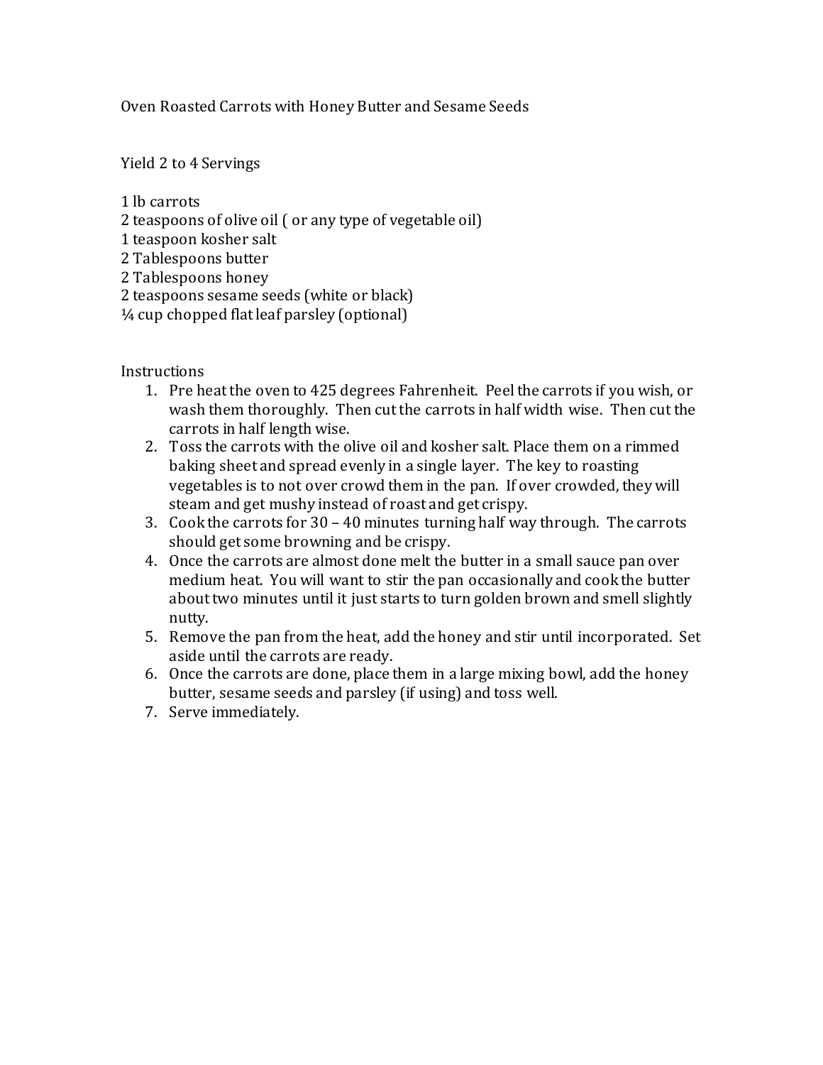# Oven Roasted Carrots with Honey Butter and Sesame Seeds

Yield 2 to 4 Servings

1 lb carrots
2 teaspoons of olive oil ( or any type of vegetable oil)
1 teaspoon kosher salt
2 Tablespoons butter
2 Tablespoons honey
2 teaspoons sesame seeds (white or black)
¼ cup chopped flat leaf parsley (optional)

## Instructions

1. Pre heat the oven to 425 degrees Fahrenheit. Peel the carrots if you wish, or wash them thoroughly. Then cut the carrots in half width wise. Then cut the carrots in half length wise.
2. Toss the carrots with the olive oil and kosher salt. Place them on a rimmed baking sheet and spread evenly in a single layer. The key to roasting vegetables is to not over crowd them in the pan. If over crowded, they will steam and get mushy instead of roast and get crispy.
3. Cook the carrots for 30 – 40 minutes turning half way through. The carrots should get some browning and be crispy.
4. Once the carrots are almost done melt the butter in a small sauce pan over medium heat. You will want to stir the pan occasionally and cook the butter about two minutes until it just starts to turn golden brown and smell slightly nutty.
5. Remove the pan from the heat, add the honey and stir until incorporated. Set aside until the carrots are ready.
6. Once the carrots are done, place them in a large mixing bowl, add the honey butter, sesame seeds and parsley (if using) and toss well.
7. Serve immediately.